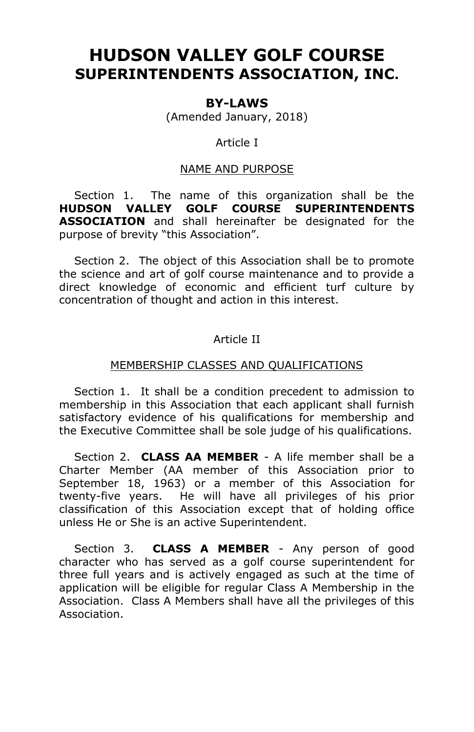# HUDSON VALLEY GOLF COURSE
# SUPERINTENDENTS ASSOCIATION, INC.

## BY-LAWS

(Amended January, 2018)

### Article I

### NAME AND PURPOSE

Section 1. The name of this organization shall be the **HUDSON VALLEY GOLF COURSE SUPERINTENDENTS ASSOCIATION** and shall hereinafter be designated for the purpose of brevity "this Association".

Section 2. The object of this Association shall be to promote the science and art of golf course maintenance and to provide a direct knowledge of economic and efficient turf culture by concentration of thought and action in this interest.

### Article II

### MEMBERSHIP CLASSES AND QUALIFICATIONS

Section 1. It shall be a condition precedent to admission to membership in this Association that each applicant shall furnish satisfactory evidence of his qualifications for membership and the Executive Committee shall be sole judge of his qualifications.

Section 2. **CLASS AA MEMBER** - A life member shall be a Charter Member (AA member of this Association prior to September 18, 1963) or a member of this Association for twenty-five years. He will have all privileges of his prior classification of this Association except that of holding office unless He or She is an active Superintendent.

Section 3. **CLASS A MEMBER** - Any person of good character who has served as a golf course superintendent for three full years and is actively engaged as such at the time of application will be eligible for regular Class A Membership in the Association. Class A Members shall have all the privileges of this Association.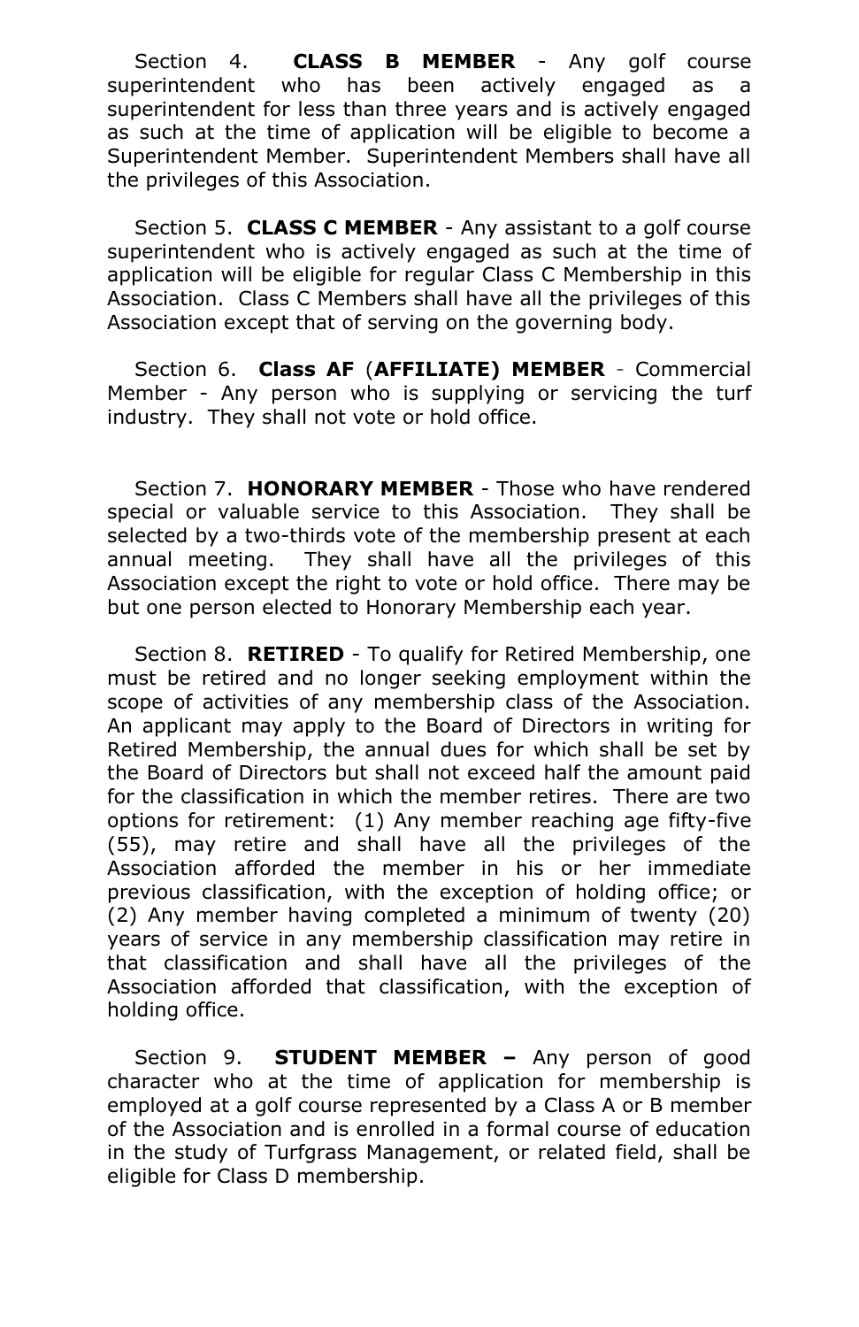Section 4. **CLASS B MEMBER** - Any golf course superintendent who has been actively engaged as a superintendent for less than three years and is actively engaged as such at the time of application will be eligible to become a Superintendent Member. Superintendent Members shall have all the privileges of this Association.

Section 5. **CLASS C MEMBER** - Any assistant to a golf course superintendent who is actively engaged as such at the time of application will be eligible for regular Class C Membership in this Association. Class C Members shall have all the privileges of this Association except that of serving on the governing body.

Section 6. **Class AF** (**AFFILIATE) MEMBER** - Commercial Member - Any person who is supplying or servicing the turf industry. They shall not vote or hold office.

Section 7. **HONORARY MEMBER** - Those who have rendered special or valuable service to this Association. They shall be selected by a two-thirds vote of the membership present at each annual meeting. They shall have all the privileges of this Association except the right to vote or hold office. There may be but one person elected to Honorary Membership each year.

Section 8. **RETIRED** - To qualify for Retired Membership, one must be retired and no longer seeking employment within the scope of activities of any membership class of the Association. An applicant may apply to the Board of Directors in writing for Retired Membership, the annual dues for which shall be set by the Board of Directors but shall not exceed half the amount paid for the classification in which the member retires. There are two options for retirement: (1) Any member reaching age fifty-five (55), may retire and shall have all the privileges of the Association afforded the member in his or her immediate previous classification, with the exception of holding office; or (2) Any member having completed a minimum of twenty (20) years of service in any membership classification may retire in that classification and shall have all the privileges of the Association afforded that classification, with the exception of holding office.

Section 9. **STUDENT MEMBER –** Any person of good character who at the time of application for membership is employed at a golf course represented by a Class A or B member of the Association and is enrolled in a formal course of education in the study of Turfgrass Management, or related field, shall be eligible for Class D membership.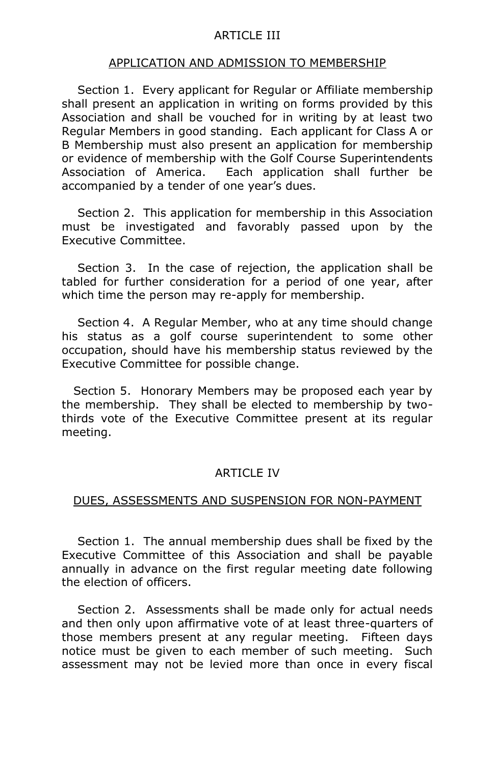## ARTICLE III

### APPLICATION AND ADMISSION TO MEMBERSHIP

Section 1. Every applicant for Regular or Affiliate membership shall present an application in writing on forms provided by this Association and shall be vouched for in writing by at least two Regular Members in good standing. Each applicant for Class A or B Membership must also present an application for membership or evidence of membership with the Golf Course Superintendents Association of America. Each application shall further be accompanied by a tender of one year's dues.

Section 2. This application for membership in this Association must be investigated and favorably passed upon by the Executive Committee.

Section 3. In the case of rejection, the application shall be tabled for further consideration for a period of one year, after which time the person may re-apply for membership.

Section 4. A Regular Member, who at any time should change his status as a golf course superintendent to some other occupation, should have his membership status reviewed by the Executive Committee for possible change.

Section 5. Honorary Members may be proposed each year by the membership. They shall be elected to membership by two-thirds vote of the Executive Committee present at its regular meeting.

## ARTICLE IV

### DUES, ASSESSMENTS AND SUSPENSION FOR NON-PAYMENT

Section 1. The annual membership dues shall be fixed by the Executive Committee of this Association and shall be payable annually in advance on the first regular meeting date following the election of officers.

Section 2. Assessments shall be made only for actual needs and then only upon affirmative vote of at least three-quarters of those members present at any regular meeting. Fifteen days notice must be given to each member of such meeting. Such assessment may not be levied more than once in every fiscal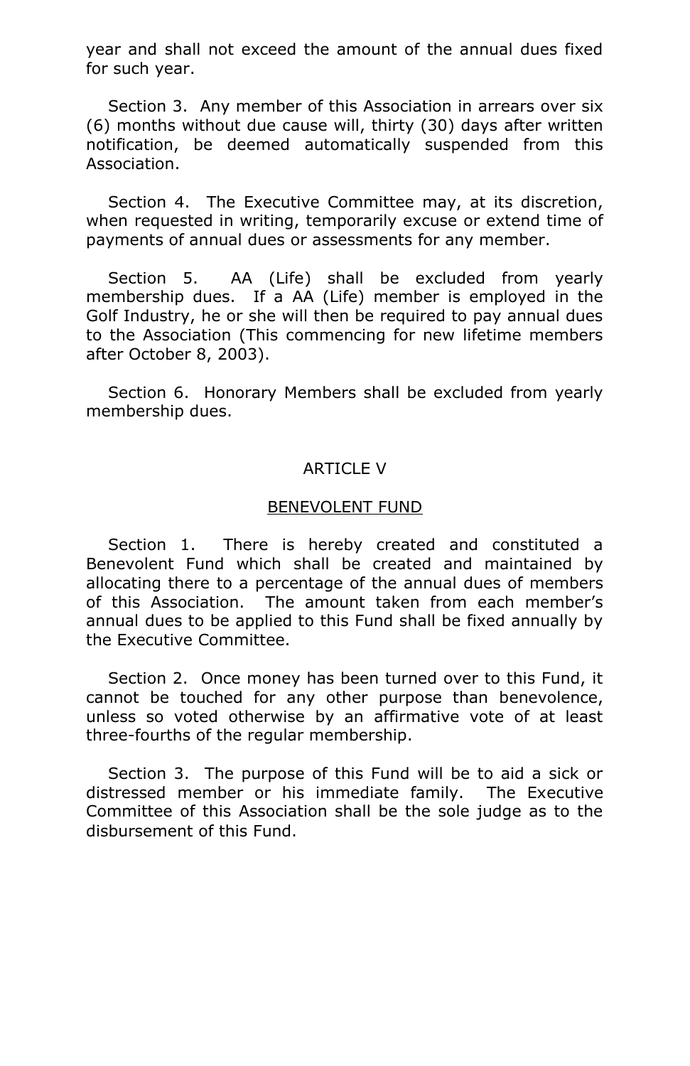year and shall not exceed the amount of the annual dues fixed for such year.

Section 3. Any member of this Association in arrears over six (6) months without due cause will, thirty (30) days after written notification, be deemed automatically suspended from this Association.

Section 4. The Executive Committee may, at its discretion, when requested in writing, temporarily excuse or extend time of payments of annual dues or assessments for any member.

Section 5. AA (Life) shall be excluded from yearly membership dues. If a AA (Life) member is employed in the Golf Industry, he or she will then be required to pay annual dues to the Association (This commencing for new lifetime members after October 8, 2003).

Section 6. Honorary Members shall be excluded from yearly membership dues.

## ARTICLE V

## BENEVOLENT FUND

Section 1. There is hereby created and constituted a Benevolent Fund which shall be created and maintained by allocating there to a percentage of the annual dues of members of this Association. The amount taken from each member's annual dues to be applied to this Fund shall be fixed annually by the Executive Committee.

Section 2. Once money has been turned over to this Fund, it cannot be touched for any other purpose than benevolence, unless so voted otherwise by an affirmative vote of at least three-fourths of the regular membership.

Section 3. The purpose of this Fund will be to aid a sick or distressed member or his immediate family. The Executive Committee of this Association shall be the sole judge as to the disbursement of this Fund.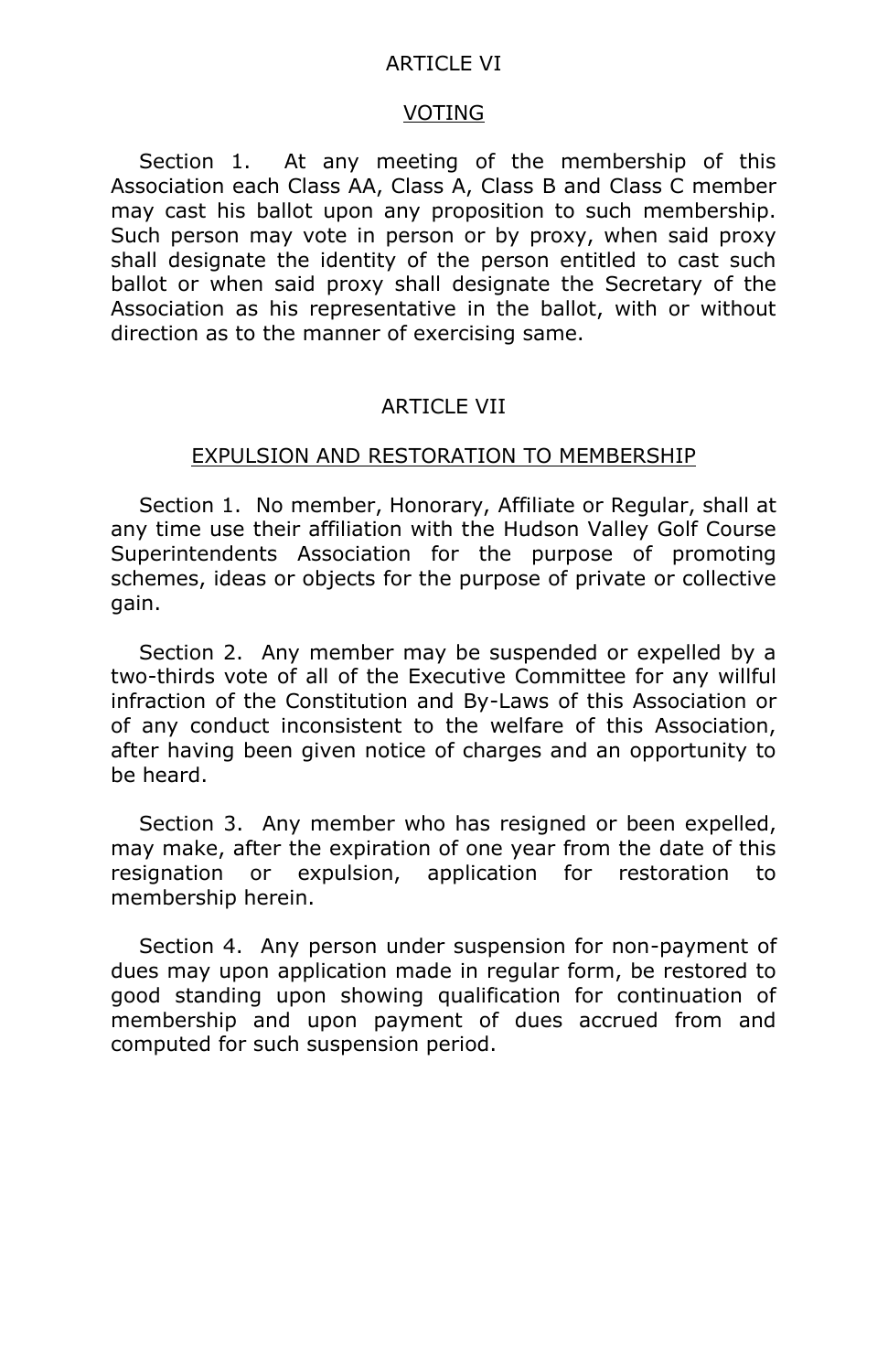## ARTICLE VI

## VOTING

Section 1. At any meeting of the membership of this Association each Class AA, Class A, Class B and Class C member may cast his ballot upon any proposition to such membership. Such person may vote in person or by proxy, when said proxy shall designate the identity of the person entitled to cast such ballot or when said proxy shall designate the Secretary of the Association as his representative in the ballot, with or without direction as to the manner of exercising same.

## ARTICLE VII

## EXPULSION AND RESTORATION TO MEMBERSHIP

Section 1. No member, Honorary, Affiliate or Regular, shall at any time use their affiliation with the Hudson Valley Golf Course Superintendents Association for the purpose of promoting schemes, ideas or objects for the purpose of private or collective gain.

Section 2. Any member may be suspended or expelled by a two-thirds vote of all of the Executive Committee for any willful infraction of the Constitution and By-Laws of this Association or of any conduct inconsistent to the welfare of this Association, after having been given notice of charges and an opportunity to be heard.

Section 3. Any member who has resigned or been expelled, may make, after the expiration of one year from the date of this resignation or expulsion, application for restoration to membership herein.

Section 4. Any person under suspension for non-payment of dues may upon application made in regular form, be restored to good standing upon showing qualification for continuation of membership and upon payment of dues accrued from and computed for such suspension period.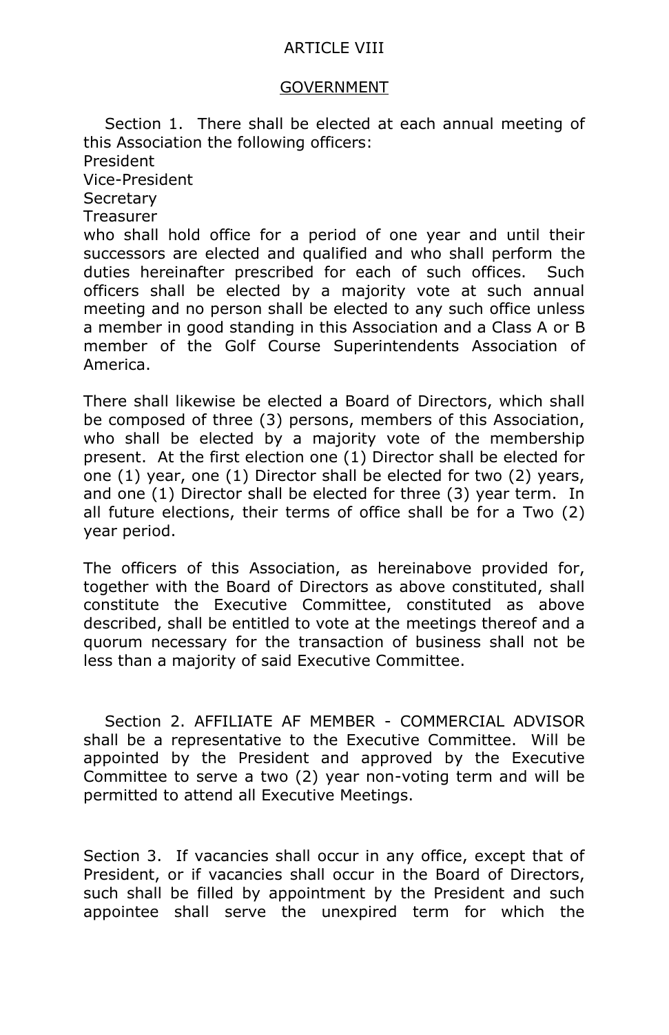# ARTICLE VIII

## GOVERNMENT

Section 1. There shall be elected at each annual meeting of this Association the following officers:

President
Vice-President
Secretary
Treasurer

who shall hold office for a period of one year and until their successors are elected and qualified and who shall perform the duties hereinafter prescribed for each of such offices. Such officers shall be elected by a majority vote at such annual meeting and no person shall be elected to any such office unless a member in good standing in this Association and a Class A or B member of the Golf Course Superintendents Association of America.

There shall likewise be elected a Board of Directors, which shall be composed of three (3) persons, members of this Association, who shall be elected by a majority vote of the membership present. At the first election one (1) Director shall be elected for one (1) year, one (1) Director shall be elected for two (2) years, and one (1) Director shall be elected for three (3) year term. In all future elections, their terms of office shall be for a Two (2) year period.

The officers of this Association, as hereinabove provided for, together with the Board of Directors as above constituted, shall constitute the Executive Committee, constituted as above described, shall be entitled to vote at the meetings thereof and a quorum necessary for the transaction of business shall not be less than a majority of said Executive Committee.

Section 2. AFFILIATE AF MEMBER - COMMERCIAL ADVISOR shall be a representative to the Executive Committee. Will be appointed by the President and approved by the Executive Committee to serve a two (2) year non-voting term and will be permitted to attend all Executive Meetings.

Section 3. If vacancies shall occur in any office, except that of President, or if vacancies shall occur in the Board of Directors, such shall be filled by appointment by the President and such appointee shall serve the unexpired term for which the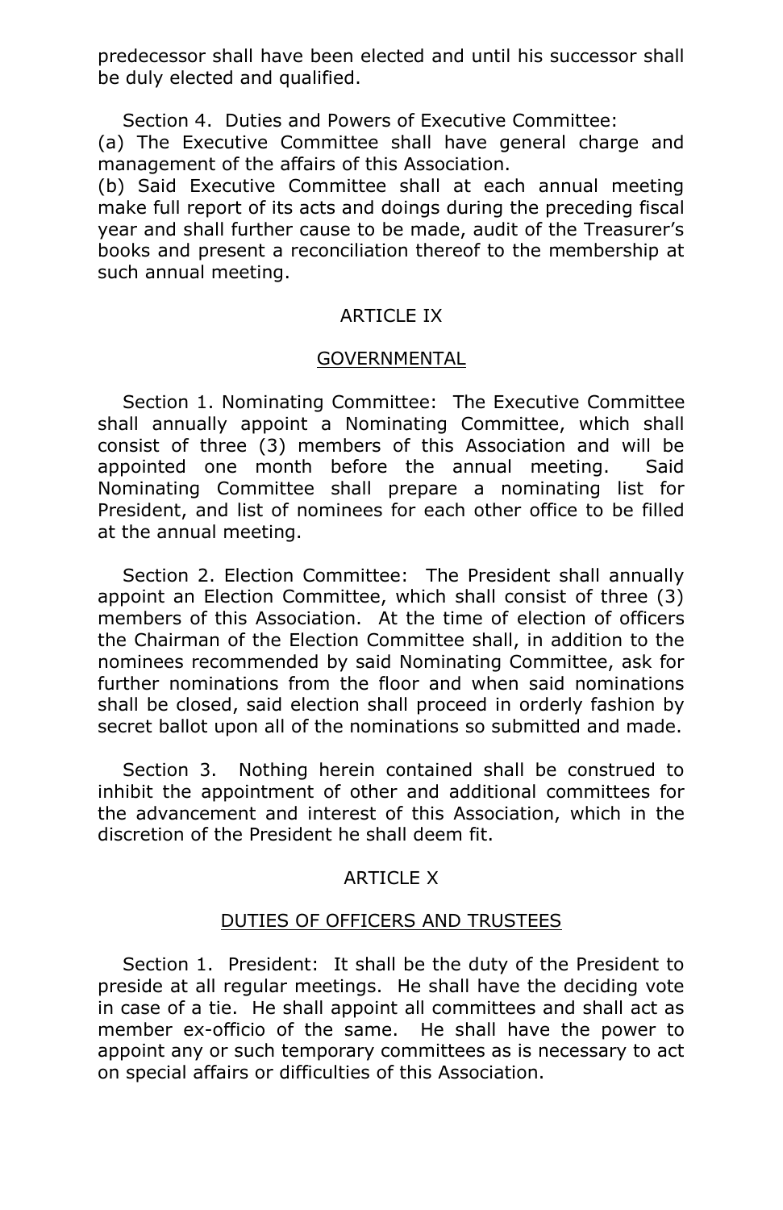predecessor shall have been elected and until his successor shall be duly elected and qualified.

Section 4. Duties and Powers of Executive Committee:

(a) The Executive Committee shall have general charge and management of the affairs of this Association.

(b) Said Executive Committee shall at each annual meeting make full report of its acts and doings during the preceding fiscal year and shall further cause to be made, audit of the Treasurer's books and present a reconciliation thereof to the membership at such annual meeting.

## ARTICLE IX

## GOVERNMENTAL

Section 1. Nominating Committee: The Executive Committee shall annually appoint a Nominating Committee, which shall consist of three (3) members of this Association and will be appointed one month before the annual meeting. Said Nominating Committee shall prepare a nominating list for President, and list of nominees for each other office to be filled at the annual meeting.

Section 2. Election Committee: The President shall annually appoint an Election Committee, which shall consist of three (3) members of this Association. At the time of election of officers the Chairman of the Election Committee shall, in addition to the nominees recommended by said Nominating Committee, ask for further nominations from the floor and when said nominations shall be closed, said election shall proceed in orderly fashion by secret ballot upon all of the nominations so submitted and made.

Section 3. Nothing herein contained shall be construed to inhibit the appointment of other and additional committees for the advancement and interest of this Association, which in the discretion of the President he shall deem fit.

## ARTICLE X

## DUTIES OF OFFICERS AND TRUSTEES

Section 1. President: It shall be the duty of the President to preside at all regular meetings. He shall have the deciding vote in case of a tie. He shall appoint all committees and shall act as member ex-officio of the same. He shall have the power to appoint any or such temporary committees as is necessary to act on special affairs or difficulties of this Association.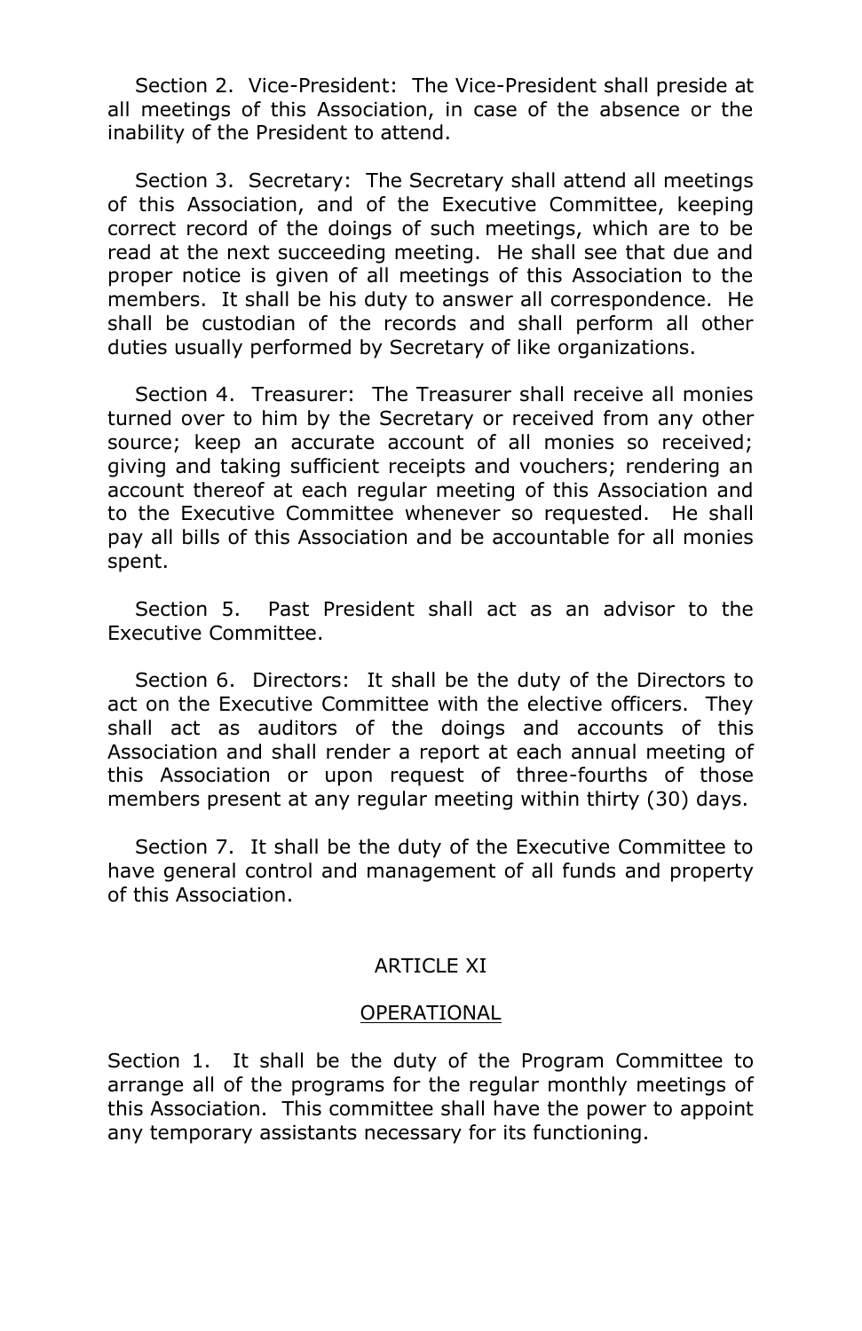Section 2. Vice-President: The Vice-President shall preside at all meetings of this Association, in case of the absence or the inability of the President to attend.

Section 3. Secretary: The Secretary shall attend all meetings of this Association, and of the Executive Committee, keeping correct record of the doings of such meetings, which are to be read at the next succeeding meeting. He shall see that due and proper notice is given of all meetings of this Association to the members. It shall be his duty to answer all correspondence. He shall be custodian of the records and shall perform all other duties usually performed by Secretary of like organizations.

Section 4. Treasurer: The Treasurer shall receive all monies turned over to him by the Secretary or received from any other source; keep an accurate account of all monies so received; giving and taking sufficient receipts and vouchers; rendering an account thereof at each regular meeting of this Association and to the Executive Committee whenever so requested. He shall pay all bills of this Association and be accountable for all monies spent.

Section 5. Past President shall act as an advisor to the Executive Committee.

Section 6. Directors: It shall be the duty of the Directors to act on the Executive Committee with the elective officers. They shall act as auditors of the doings and accounts of this Association and shall render a report at each annual meeting of this Association or upon request of three-fourths of those members present at any regular meeting within thirty (30) days.

Section 7. It shall be the duty of the Executive Committee to have general control and management of all funds and property of this Association.

## ARTICLE XI

## OPERATIONAL

Section 1. It shall be the duty of the Program Committee to arrange all of the programs for the regular monthly meetings of this Association. This committee shall have the power to appoint any temporary assistants necessary for its functioning.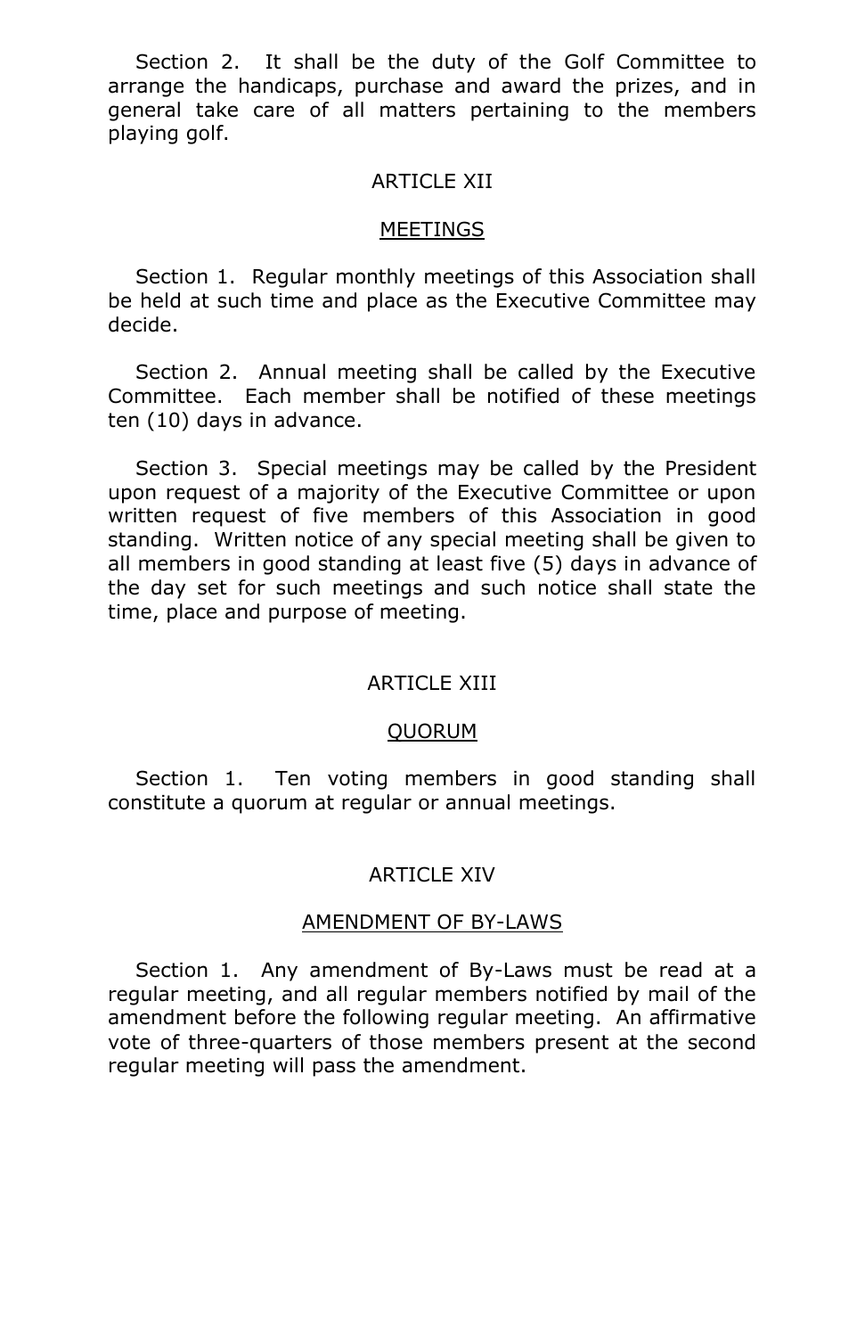Section 2. It shall be the duty of the Golf Committee to arrange the handicaps, purchase and award the prizes, and in general take care of all matters pertaining to the members playing golf.

## ARTICLE XII

## MEETINGS

Section 1. Regular monthly meetings of this Association shall be held at such time and place as the Executive Committee may decide.

Section 2. Annual meeting shall be called by the Executive Committee. Each member shall be notified of these meetings ten (10) days in advance.

Section 3. Special meetings may be called by the President upon request of a majority of the Executive Committee or upon written request of five members of this Association in good standing. Written notice of any special meeting shall be given to all members in good standing at least five (5) days in advance of the day set for such meetings and such notice shall state the time, place and purpose of meeting.

## ARTICLE XIII

## QUORUM

Section 1. Ten voting members in good standing shall constitute a quorum at regular or annual meetings.

## ARTICLE XIV

## AMENDMENT OF BY-LAWS

Section 1. Any amendment of By-Laws must be read at a regular meeting, and all regular members notified by mail of the amendment before the following regular meeting. An affirmative vote of three-quarters of those members present at the second regular meeting will pass the amendment.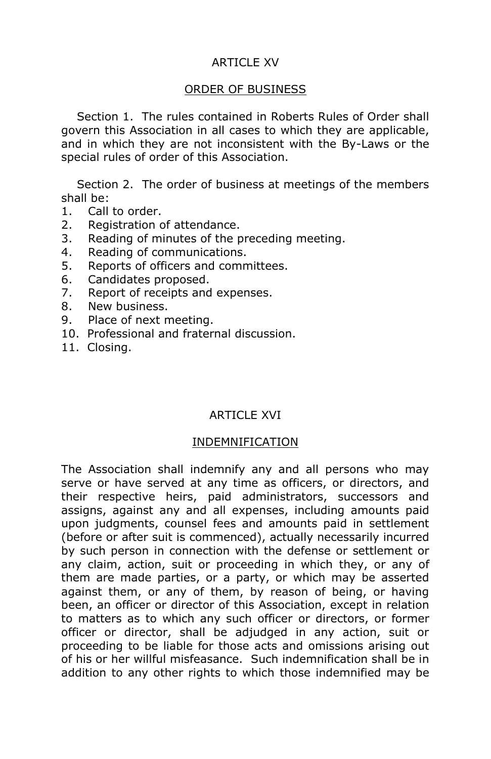## ARTICLE XV

## ORDER OF BUSINESS

Section 1. The rules contained in Roberts Rules of Order shall govern this Association in all cases to which they are applicable, and in which they are not inconsistent with the By-Laws or the special rules of order of this Association.

Section 2. The order of business at meetings of the members shall be:

1. Call to order.
2. Registration of attendance.
3. Reading of minutes of the preceding meeting.
4. Reading of communications.
5. Reports of officers and committees.
6. Candidates proposed.
7. Report of receipts and expenses.
8. New business.
9. Place of next meeting.
10. Professional and fraternal discussion.
11. Closing.

## ARTICLE XVI

## INDEMNIFICATION

The Association shall indemnify any and all persons who may serve or have served at any time as officers, or directors, and their respective heirs, paid administrators, successors and assigns, against any and all expenses, including amounts paid upon judgments, counsel fees and amounts paid in settlement (before or after suit is commenced), actually necessarily incurred by such person in connection with the defense or settlement or any claim, action, suit or proceeding in which they, or any of them are made parties, or a party, or which may be asserted against them, or any of them, by reason of being, or having been, an officer or director of this Association, except in relation to matters as to which any such officer or directors, or former officer or director, shall be adjudged in any action, suit or proceeding to be liable for those acts and omissions arising out of his or her willful misfeasance. Such indemnification shall be in addition to any other rights to which those indemnified may be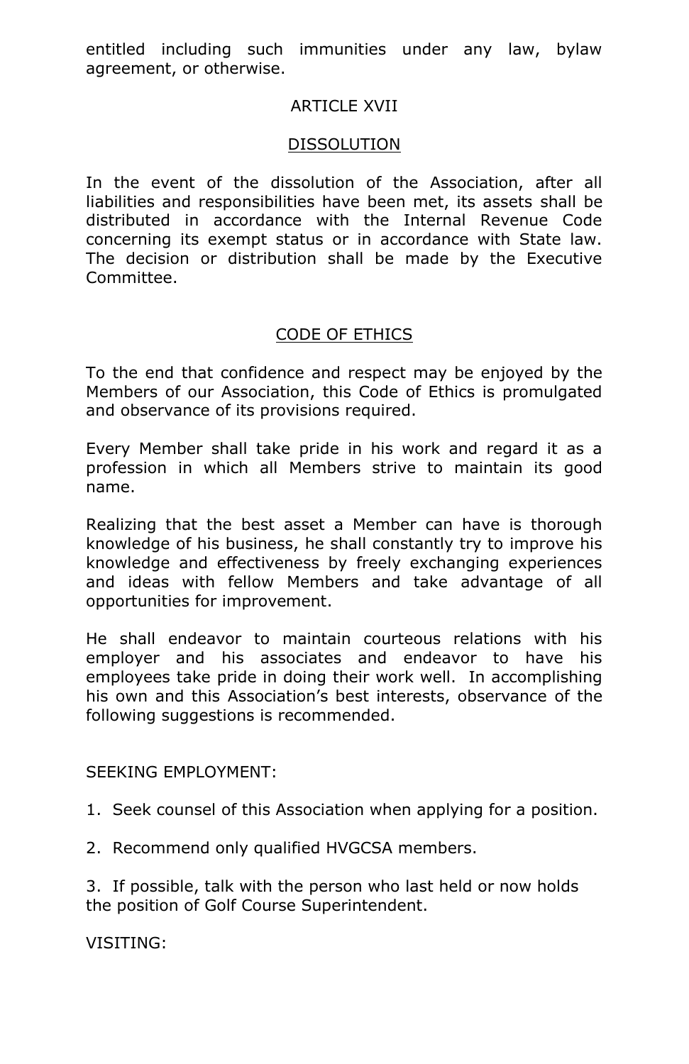entitled including such immunities under any law, bylaw agreement, or otherwise.

## ARTICLE XVII

## DISSOLUTION

In the event of the dissolution of the Association, after all liabilities and responsibilities have been met, its assets shall be distributed in accordance with the Internal Revenue Code concerning its exempt status or in accordance with State law. The decision or distribution shall be made by the Executive Committee.

## CODE OF ETHICS

To the end that confidence and respect may be enjoyed by the Members of our Association, this Code of Ethics is promulgated and observance of its provisions required.

Every Member shall take pride in his work and regard it as a profession in which all Members strive to maintain its good name.

Realizing that the best asset a Member can have is thorough knowledge of his business, he shall constantly try to improve his knowledge and effectiveness by freely exchanging experiences and ideas with fellow Members and take advantage of all opportunities for improvement.

He shall endeavor to maintain courteous relations with his employer and his associates and endeavor to have his employees take pride in doing their work well. In accomplishing his own and this Association's best interests, observance of the following suggestions is recommended.

SEEKING EMPLOYMENT:

1. Seek counsel of this Association when applying for a position.
2. Recommend only qualified HVGCSA members.
3. If possible, talk with the person who last held or now holds the position of Golf Course Superintendent.

VISITING: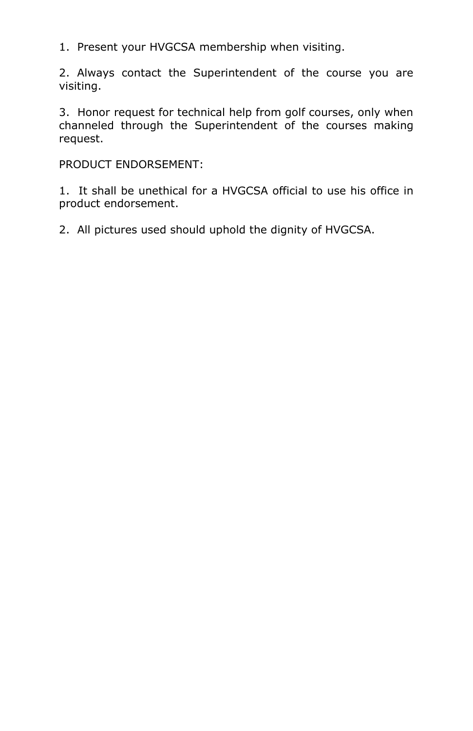1. Present your HVGCSA membership when visiting.

2. Always contact the Superintendent of the course you are visiting.

3. Honor request for technical help from golf courses, only when channeled through the Superintendent of the courses making request.

PRODUCT ENDORSEMENT:

1. It shall be unethical for a HVGCSA official to use his office in product endorsement.

2. All pictures used should uphold the dignity of HVGCSA.